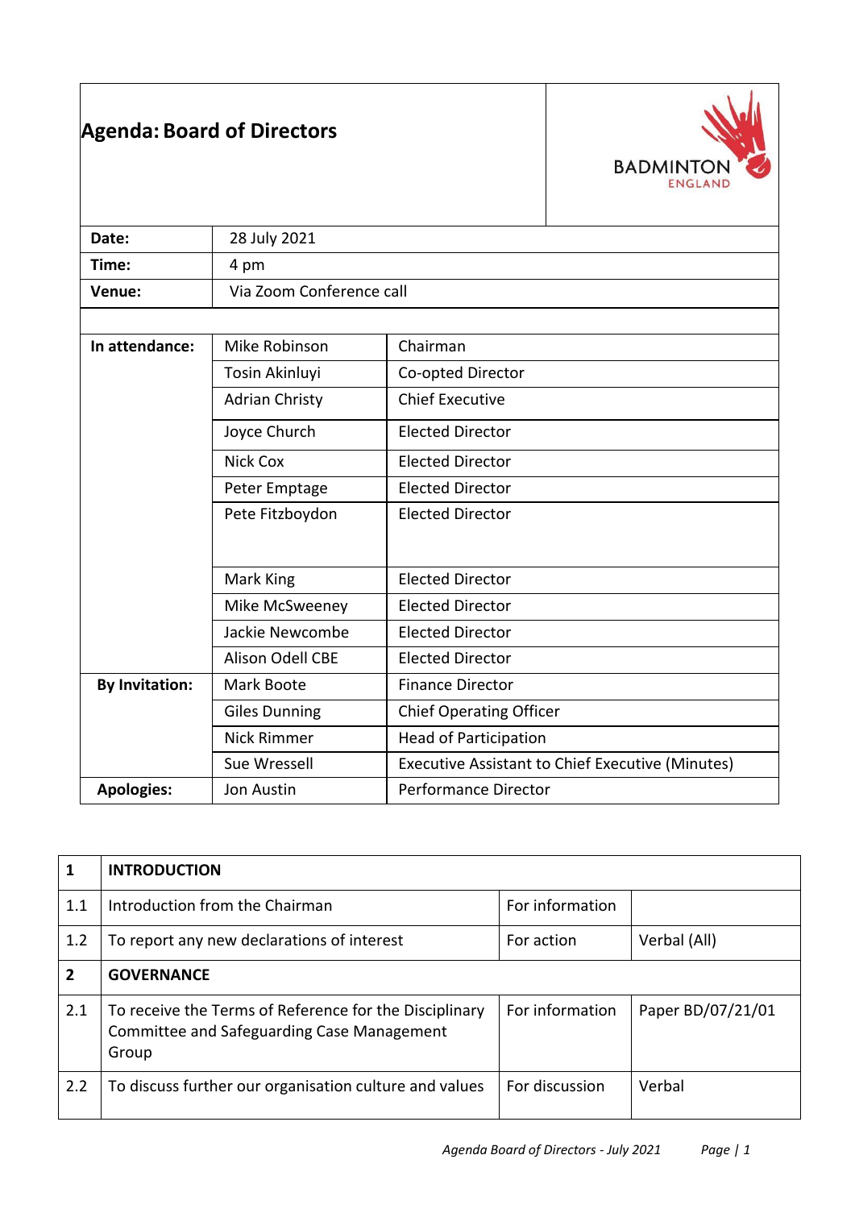# Agenda: Board of Directors

BADMINTON ENGLAND

| | |
|---|---|
| **Date:** | 28 July 2021 |
| **Time:** | 4 pm |
| **Venue:** | Via Zoom Conference call |

| | | |
|---|---|---|
| **In attendance:** | Mike Robinson | Chairman |
| | Tosin Akinluyi | Co-opted Director |
| | Adrian Christy | Chief Executive |
| | Joyce Church | Elected Director |
| | Nick Cox | Elected Director |
| | Peter Emptage | Elected Director |
| | Pete Fitzboydon | Elected Director |
| | Mark King | Elected Director |
| | Mike McSweeney | Elected Director |
| | Jackie Newcombe | Elected Director |
| | Alison Odell CBE | Elected Director |
| **By Invitation:** | Mark Boote | Finance Director |
| | Giles Dunning | Chief Operating Officer |
| | Nick Rimmer | Head of Participation |
| | Sue Wressell | Executive Assistant to Chief Executive (Minutes) |
| **Apologies:** | Jon Austin | Performance Director |

| | | | |
|---|---|---|---|
| **1** | **INTRODUCTION** | | |
| 1.1 | Introduction from the Chairman | For information | |
| 1.2 | To report any new declarations of interest | For action | Verbal (All) |
| **2** | **GOVERNANCE** | | |
| 2.1 | To receive the Terms of Reference for the Disciplinary Committee and Safeguarding Case Management Group | For information | Paper BD/07/21/01 |
| 2.2 | To discuss further our organisation culture and values | For discussion | Verbal |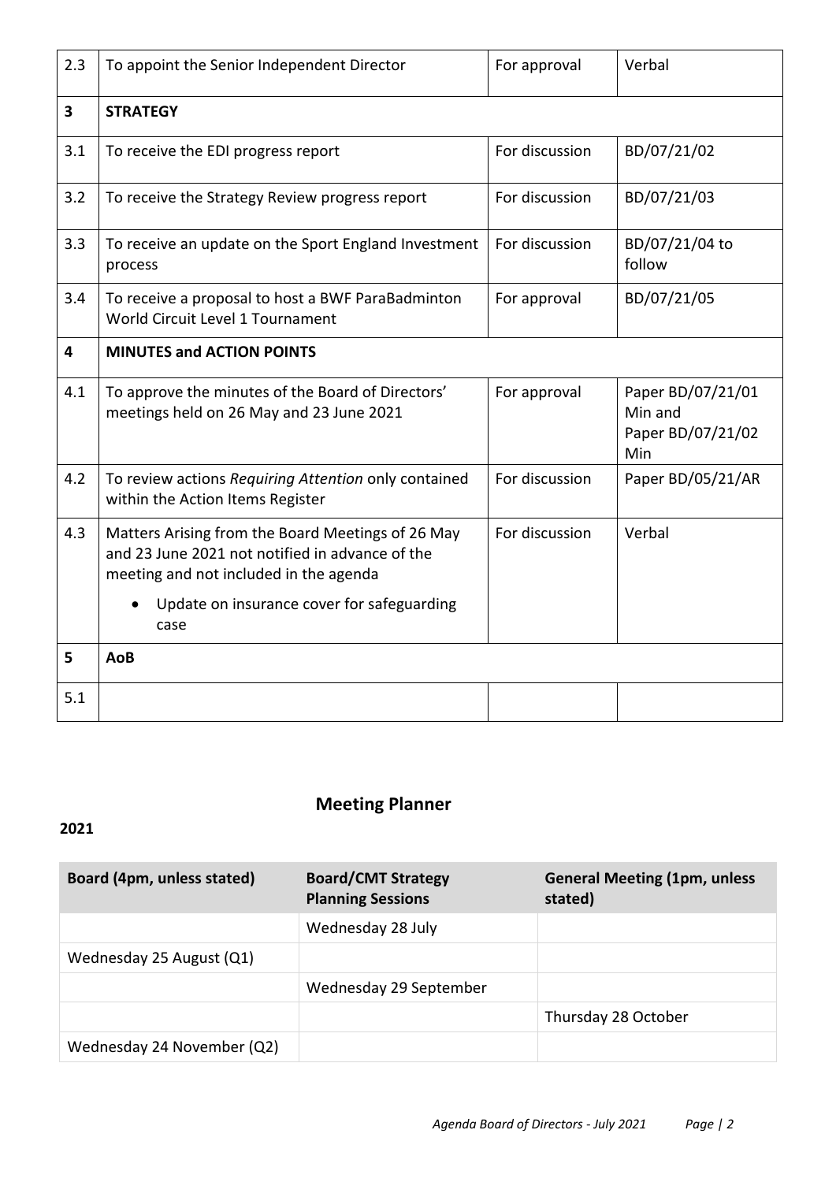| 2.3 | To appoint the Senior Independent Director | For approval | Verbal |
|---|---|---|---|
| **3** | **STRATEGY** | | |
| 3.1 | To receive the EDI progress report | For discussion | BD/07/21/02 |
| 3.2 | To receive the Strategy Review progress report | For discussion | BD/07/21/03 |
| 3.3 | To receive an update on the Sport England Investment process | For discussion | BD/07/21/04 to follow |
| 3.4 | To receive a proposal to host a BWF ParaBadminton World Circuit Level 1 Tournament | For approval | BD/07/21/05 |
| **4** | **MINUTES and ACTION POINTS** | | |
| 4.1 | To approve the minutes of the Board of Directors' meetings held on 26 May and 23 June 2021 | For approval | Paper BD/07/21/01 Min and Paper BD/07/21/02 Min |
| 4.2 | To review actions *Requiring Attention* only contained within the Action Items Register | For discussion | Paper BD/05/21/AR |
| 4.3 | Matters Arising from the Board Meetings of 26 May and 23 June 2021 not notified in advance of the meeting and not included in the agenda<br>• Update on insurance cover for safeguarding case | For discussion | Verbal |
| **5** | **AoB** | | |
| 5.1 | | | |

## Meeting Planner

**2021**

| Board (4pm, unless stated) | Board/CMT Strategy Planning Sessions | General Meeting (1pm, unless stated) |
|---|---|---|
| | Wednesday 28 July | |
| Wednesday 25 August (Q1) | | |
| | Wednesday 29 September | |
| | | Thursday 28 October |
| Wednesday 24 November (Q2) | | |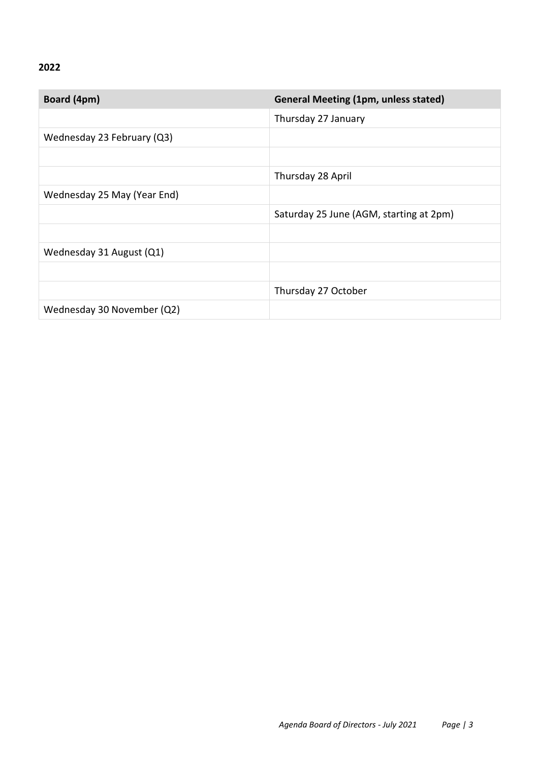**2022**

| Board (4pm) | General Meeting (1pm, unless stated) |
|---|---|
| | Thursday 27 January |
| Wednesday 23 February (Q3) | |
| | |
| | Thursday 28 April |
| Wednesday 25 May (Year End) | |
| | Saturday 25 June (AGM, starting at 2pm) |
| | |
| Wednesday 31 August (Q1) | |
| | |
| | Thursday 27 October |
| Wednesday 30 November (Q2) | |